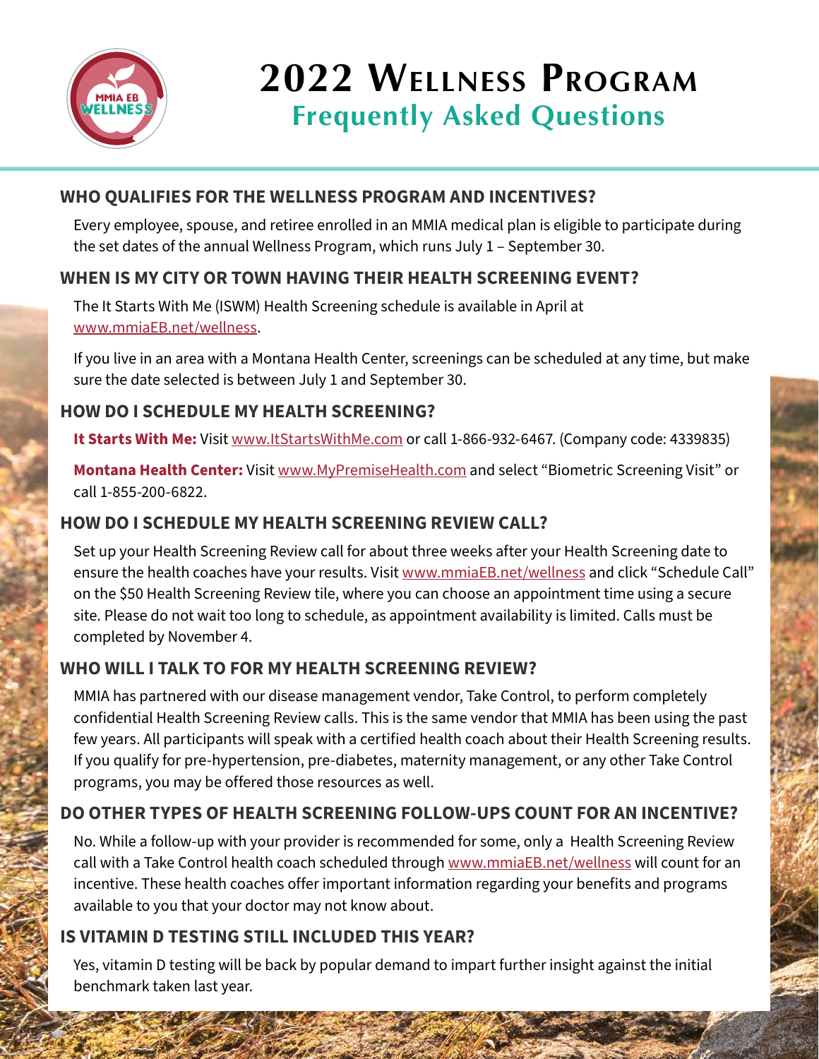# 2022 Wellness Program

## Frequently Asked Questions

### WHO QUALIFIES FOR THE WELLNESS PROGRAM AND INCENTIVES?

Every employee, spouse, and retiree enrolled in an MMIA medical plan is eligible to participate during the set dates of the annual Wellness Program, which runs July 1 – September 30.

### WHEN IS MY CITY OR TOWN HAVING THEIR HEALTH SCREENING EVENT?

The It Starts With Me (ISWM) Health Screening schedule is available in April at www.mmiaEB.net/wellness.

If you live in an area with a Montana Health Center, screenings can be scheduled at any time, but make sure the date selected is between July 1 and September 30.

### HOW DO I SCHEDULE MY HEALTH SCREENING?

**It Starts With Me:** Visit www.ItStartsWithMe.com or call 1-866-932-6467. (Company code: 4339835)

**Montana Health Center:** Visit www.MyPremiseHealth.com and select "Biometric Screening Visit" or call 1-855-200-6822.

### HOW DO I SCHEDULE MY HEALTH SCREENING REVIEW CALL?

Set up your Health Screening Review call for about three weeks after your Health Screening date to ensure the health coaches have your results. Visit www.mmiaEB.net/wellness and click "Schedule Call" on the $50 Health Screening Review tile, where you can choose an appointment time using a secure site. Please do not wait too long to schedule, as appointment availability is limited. Calls must be completed by November 4.

### WHO WILL I TALK TO FOR MY HEALTH SCREENING REVIEW?

MMIA has partnered with our disease management vendor, Take Control, to perform completely confidential Health Screening Review calls. This is the same vendor that MMIA has been using the past few years. All participants will speak with a certified health coach about their Health Screening results. If you qualify for pre-hypertension, pre-diabetes, maternity management, or any other Take Control programs, you may be offered those resources as well.

### DO OTHER TYPES OF HEALTH SCREENING FOLLOW-UPS COUNT FOR AN INCENTIVE?

No. While a follow-up with your provider is recommended for some, only a Health Screening Review call with a Take Control health coach scheduled through www.mmiaEB.net/wellness will count for an incentive. These health coaches offer important information regarding your benefits and programs available to you that your doctor may not know about.

### IS VITAMIN D TESTING STILL INCLUDED THIS YEAR?

Yes, vitamin D testing will be back by popular demand to impart further insight against the initial benchmark taken last year.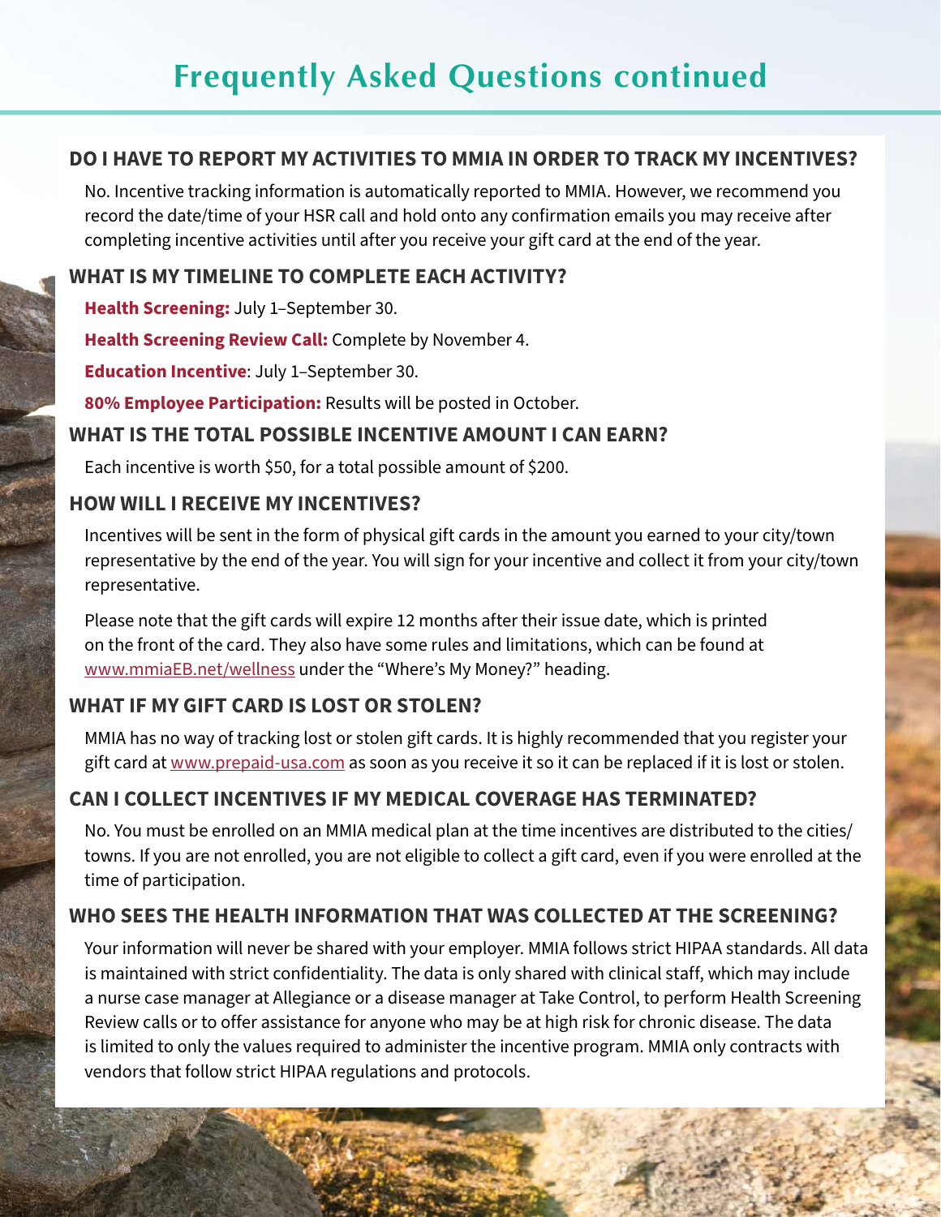# Frequently Asked Questions continued

### DO I HAVE TO REPORT MY ACTIVITIES TO MMIA IN ORDER TO TRACK MY INCENTIVES?

No. Incentive tracking information is automatically reported to MMIA. However, we recommend you record the date/time of your HSR call and hold onto any confirmation emails you may receive after completing incentive activities until after you receive your gift card at the end of the year.

### WHAT IS MY TIMELINE TO COMPLETE EACH ACTIVITY?

**Health Screening:** July 1–September 30.

**Health Screening Review Call:** Complete by November 4.

**Education Incentive**: July 1–September 30.

**80% Employee Participation:** Results will be posted in October.

### WHAT IS THE TOTAL POSSIBLE INCENTIVE AMOUNT I CAN EARN?

Each incentive is worth $50, for a total possible amount of $200.

### HOW WILL I RECEIVE MY INCENTIVES?

Incentives will be sent in the form of physical gift cards in the amount you earned to your city/town representative by the end of the year. You will sign for your incentive and collect it from your city/town representative.

Please note that the gift cards will expire 12 months after their issue date, which is printed on the front of the card. They also have some rules and limitations, which can be found at www.mmiaEB.net/wellness under the "Where's My Money?" heading.

### WHAT IF MY GIFT CARD IS LOST OR STOLEN?

MMIA has no way of tracking lost or stolen gift cards. It is highly recommended that you register your gift card at www.prepaid-usa.com as soon as you receive it so it can be replaced if it is lost or stolen.

### CAN I COLLECT INCENTIVES IF MY MEDICAL COVERAGE HAS TERMINATED?

No. You must be enrolled on an MMIA medical plan at the time incentives are distributed to the cities/towns. If you are not enrolled, you are not eligible to collect a gift card, even if you were enrolled at the time of participation.

### WHO SEES THE HEALTH INFORMATION THAT WAS COLLECTED AT THE SCREENING?

Your information will never be shared with your employer. MMIA follows strict HIPAA standards. All data is maintained with strict confidentiality. The data is only shared with clinical staff, which may include a nurse case manager at Allegiance or a disease manager at Take Control, to perform Health Screening Review calls or to offer assistance for anyone who may be at high risk for chronic disease. The data is limited to only the values required to administer the incentive program. MMIA only contracts with vendors that follow strict HIPAA regulations and protocols.